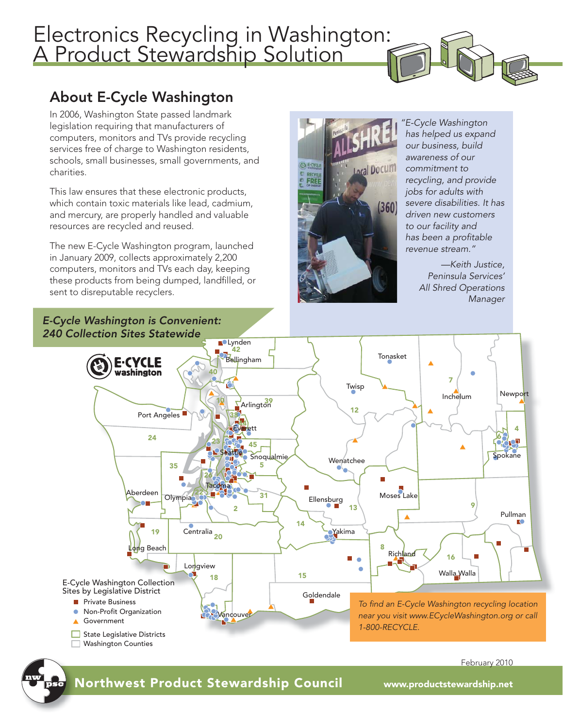# Electronics Recycling in Washington: A Product Stewardship Solution

## About E-Cycle Washington

In 2006, Washington State passed landmark legislation requiring that manufacturers of computers, monitors and TVs provide recycling services free of charge to Washington residents, schools, small businesses, small governments, and charities.

This law ensures that these electronic products, which contain toxic materials like lead, cadmium, and mercury, are properly handled and valuable resources are recycled and reused.

The new E-Cycle Washington program, launched in January 2009, collects approximately 2,200 computers, monitors and TVs each day, keeping these products from being dumped, landfilled, or sent to disreputable recyclers.

*"E-Cycle Washington has helped us expand our business, build awareness of our commitment to recycling, and provide jobs for adults with severe disabilities. It has driven new customers to our facility and has been a profitable revenue stream."*

*—Keith Justice, Peninsula Services' All Shred Operations Manager*

***E-Cycle Washington is Convenient: 240 Collection Sites Statewide***

E-Cycle Washington Collection Sites by Legislative District

- Private Business
- Non-Profit Organization
- Government
- State Legislative Districts
- Washington Counties

*To find an E-Cycle Washington recycling location near you visit www.ECycleWashington.org or call 1-800-RECYCLE.*

February 2010

**Northwest Product Stewardship Council** www.productstewardship.net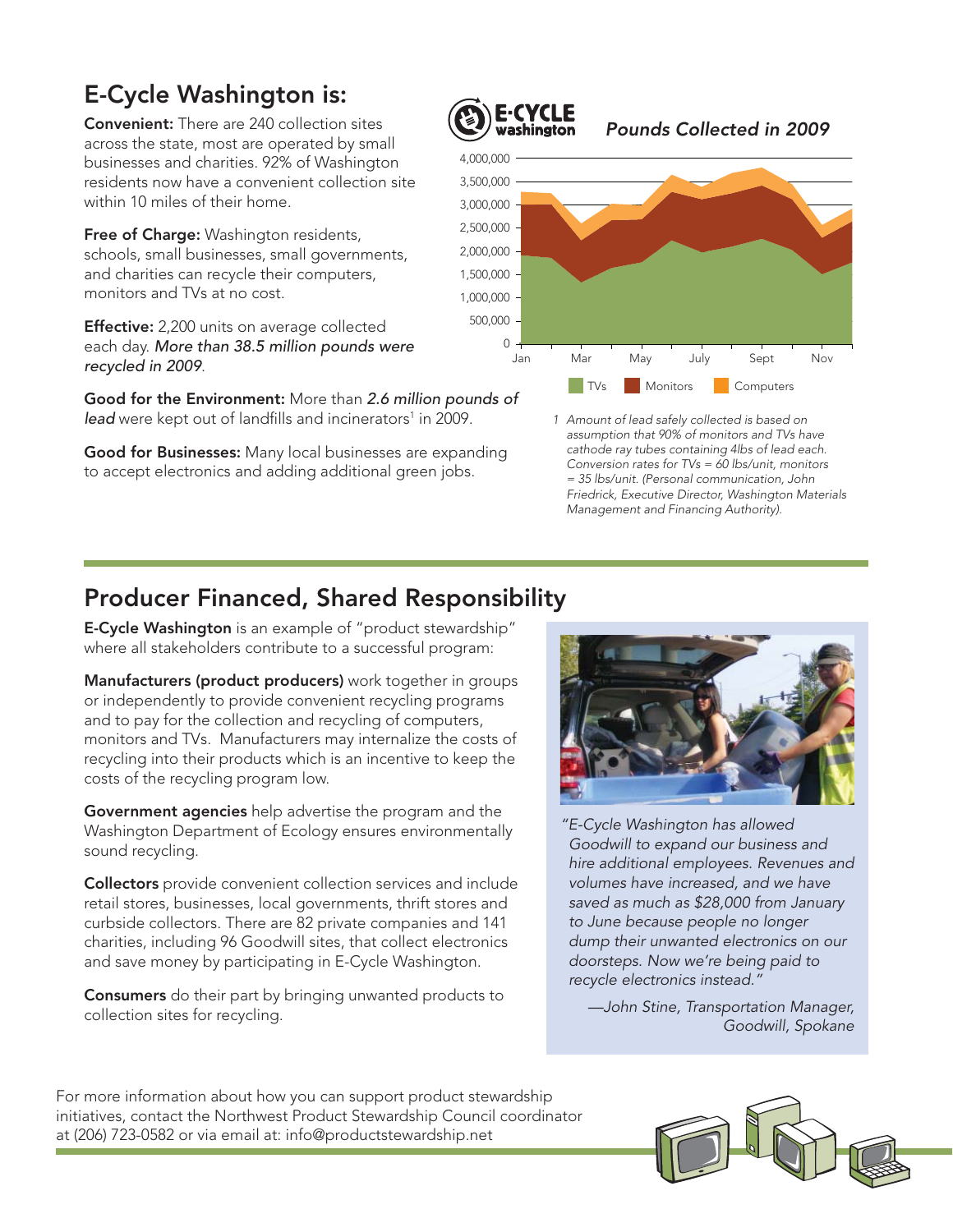## E-Cycle Washington is:

**Convenient:** There are 240 collection sites across the state, most are operated by small businesses and charities. 92% of Washington residents now have a convenient collection site within 10 miles of their home.

**Free of Charge:** Washington residents, schools, small businesses, small governments, and charities can recycle their computers, monitors and TVs at no cost.

**Effective:** 2,200 units on average collected each day. *More than 38.5 million pounds were recycled in 2009*.

**Good for the Environment:** More than *2.6 million pounds of lead* were kept out of landfills and incinerators[1] in 2009.

**Good for Businesses:** Many local businesses are expanding to accept electronics and adding additional green jobs.

E-CYCLE washington

*Pounds Collected in 2009*

4,000,000
3,500,000
3,000,000
2,500,000
2,000,000
1,500,000
1,000,000
500,000
0

Jan Mar May July Sept Nov

TVs Monitors Computers

*1 Amount of lead safely collected is based on assumption that 90% of monitors and TVs have cathode ray tubes containing 4lbs of lead each. Conversion rates for TVs = 60 lbs/unit, monitors = 35 lbs/unit. (Personal communication, John Friedrick, Executive Director, Washington Materials Management and Financing Authority).*

## Producer Financed, Shared Responsibility

**E-Cycle Washington** is an example of "product stewardship" where all stakeholders contribute to a successful program:

**Manufacturers (product producers)** work together in groups or independently to provide convenient recycling programs and to pay for the collection and recycling of computers, monitors and TVs. Manufacturers may internalize the costs of recycling into their products which is an incentive to keep the costs of the recycling program low.

**Government agencies** help advertise the program and the Washington Department of Ecology ensures environmentally sound recycling.

**Collectors** provide convenient collection services and include retail stores, businesses, local governments, thrift stores and curbside collectors. There are 82 private companies and 141 charities, including 96 Goodwill sites, that collect electronics and save money by participating in E-Cycle Washington.

**Consumers** do their part by bringing unwanted products to collection sites for recycling.

*"E-Cycle Washington has allowed Goodwill to expand our business and hire additional employees. Revenues and volumes have increased, and we have saved as much as $28,000 from January to June because people no longer dump their unwanted electronics on our doorsteps. Now we're being paid to recycle electronics instead."*

*—John Stine, Transportation Manager, Goodwill, Spokane*

For more information about how you can support product stewardship initiatives, contact the Northwest Product Stewardship Council coordinator at (206) 723-0582 or via email at: info@productstewardship.net